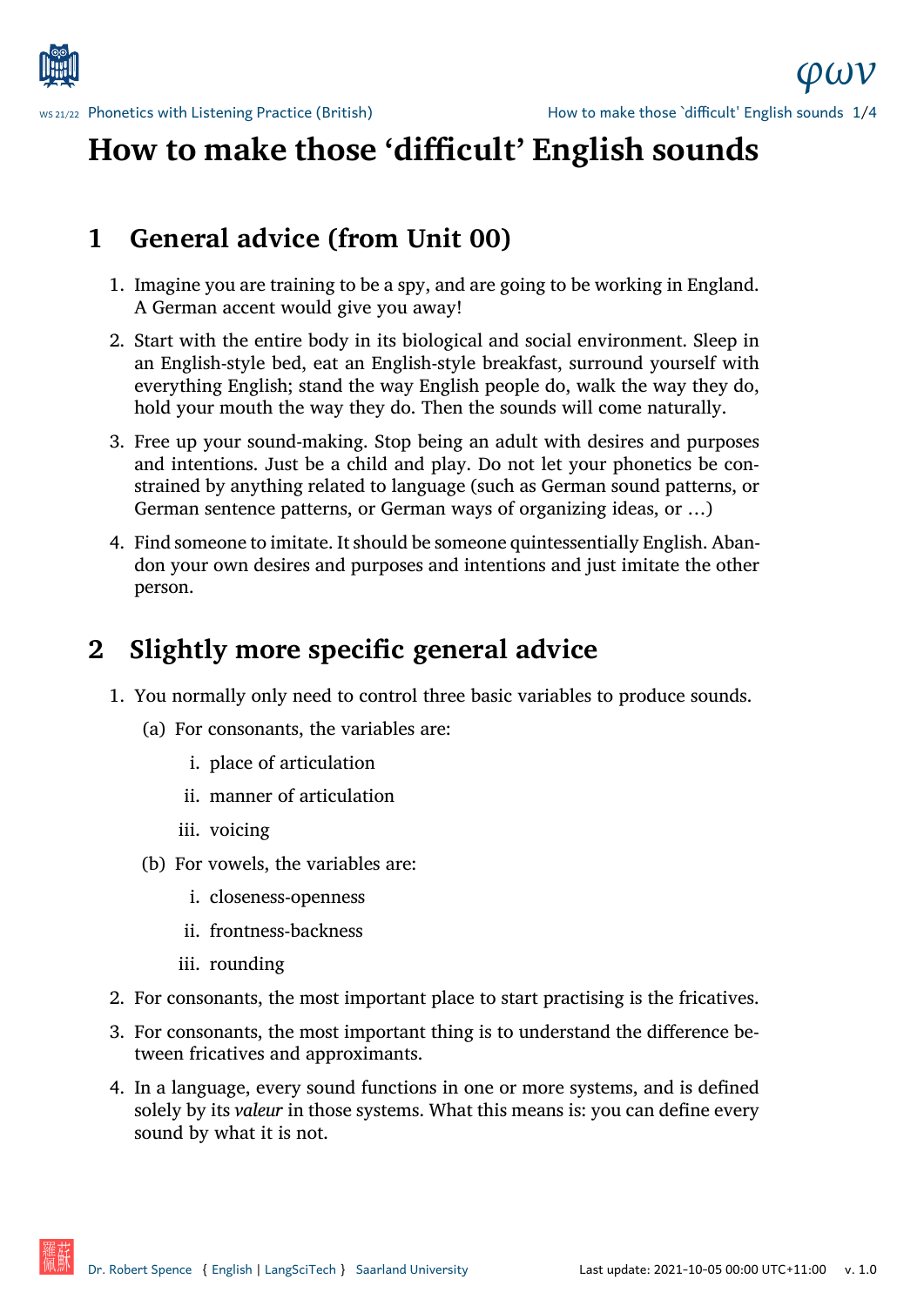# How to make those ‘difficult’ English sounds

## 1 General advice (from Unit 00)

1. Imagine you are training to be a spy, and are going to be working in England. A German accent would give you away!
2. Start with the entire body in its biological and social environment. Sleep in an English-style bed, eat an English-style breakfast, surround yourself with everything English; stand the way English people do, walk the way they do, hold your mouth the way they do. Then the sounds will come naturally.
3. Free up your sound-making. Stop being an adult with desires and purposes and intentions. Just be a child and play. Do not let your phonetics be constrained by anything related to language (such as German sound patterns, or German sentence patterns, or German ways of organizing ideas, or …)
4. Find someone to imitate. It should be someone quintessentially English. Abandon your own desires and purposes and intentions and just imitate the other person.

## 2 Slightly more specific general advice

1. You normally only need to control three basic variables to produce sounds.
   (a) For consonants, the variables are:
      i. place of articulation
      ii. manner of articulation
      iii. voicing
   (b) For vowels, the variables are:
      i. closeness-openness
      ii. frontness-backness
      iii. rounding
2. For consonants, the most important place to start practising is the fricatives.
3. For consonants, the most important thing is to understand the difference between fricatives and approximants.
4. In a language, every sound functions in one or more systems, and is defined solely by its *valeur* in those systems. What this means is: you can define every sound by what it is not.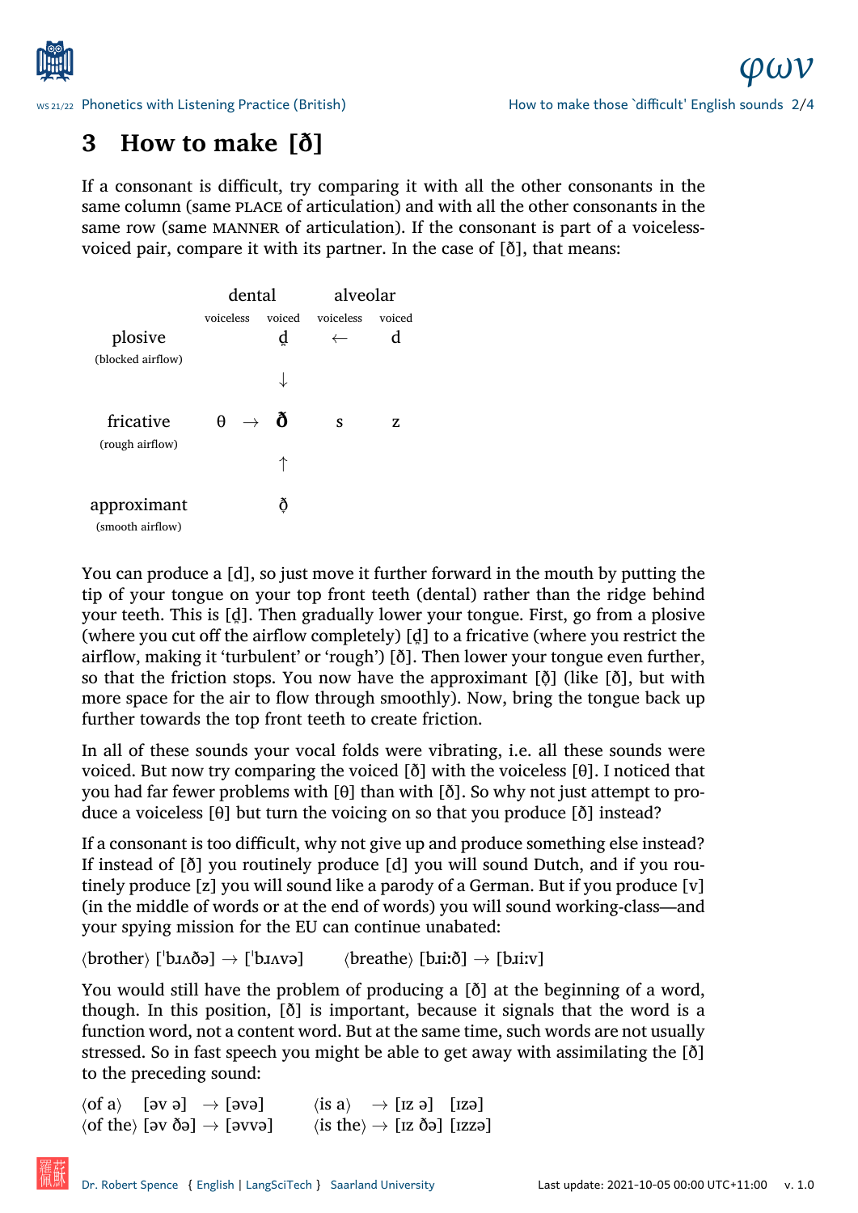## 3 How to make [ð]

If a consonant is difficult, try comparing it with all the other consonants in the same column (same PLACE of articulation) and with all the other consonants in the same row (same MANNER of articulation). If the consonant is part of a voiceless-voiced pair, compare it with its partner. In the case of [ð], that means:

| | dental | | alveolar | |
|---|---|---|---|---|
| | voiceless | voiced | voiceless | voiced |
| plosive (blocked airflow) | | d̪ | ← | d |
| | | ↓ | | |
| fricative (rough airflow) | θ → | **ð** | s | z |
| | | ↑ | | |
| approximant (smooth airflow) | | ð̞ | | |

You can produce a [d], so just move it further forward in the mouth by putting the tip of your tongue on your top front teeth (dental) rather than the ridge behind your teeth. This is [d̪]. Then gradually lower your tongue. First, go from a plosive (where you cut off the airflow completely) [d̪] to a fricative (where you restrict the airflow, making it 'turbulent' or 'rough') [ð]. Then lower your tongue even further, so that the friction stops. You now have the approximant [ð̞] (like [ð], but with more space for the air to flow through smoothly). Now, bring the tongue back up further towards the top front teeth to create friction.

In all of these sounds your vocal folds were vibrating, i.e. all these sounds were voiced. But now try comparing the voiced [ð] with the voiceless [θ]. I noticed that you had far fewer problems with [θ] than with [ð]. So why not just attempt to produce a voiceless [θ] but turn the voicing on so that you produce [ð] instead?

If a consonant is too difficult, why not give up and produce something else instead? If instead of [ð] you routinely produce [d] you will sound Dutch, and if you routinely produce [z] you will sound like a parody of a German. But if you produce [v] (in the middle of words or at the end of words) you will sound working-class—and your spying mission for the EU can continue unabated:

⟨brother⟩ [ˈbɹʌðə] → [ˈbɹʌvə]    ⟨breathe⟩ [bɹiːð] → [bɹiːv]

You would still have the problem of producing a [ð] at the beginning of a word, though. In this position, [ð] is important, because it signals that the word is a function word, not a content word. But at the same time, such words are not usually stressed. So in fast speech you might be able to get away with assimilating the [ð] to the preceding sound:

⟨of a⟩ [əv ə] → [əvə]    ⟨is a⟩ → [ɪz ə] [ɪzə]
⟨of the⟩ [əv ðə] → [əvvə]    ⟨is the⟩ → [ɪz ðə] [ɪzzə]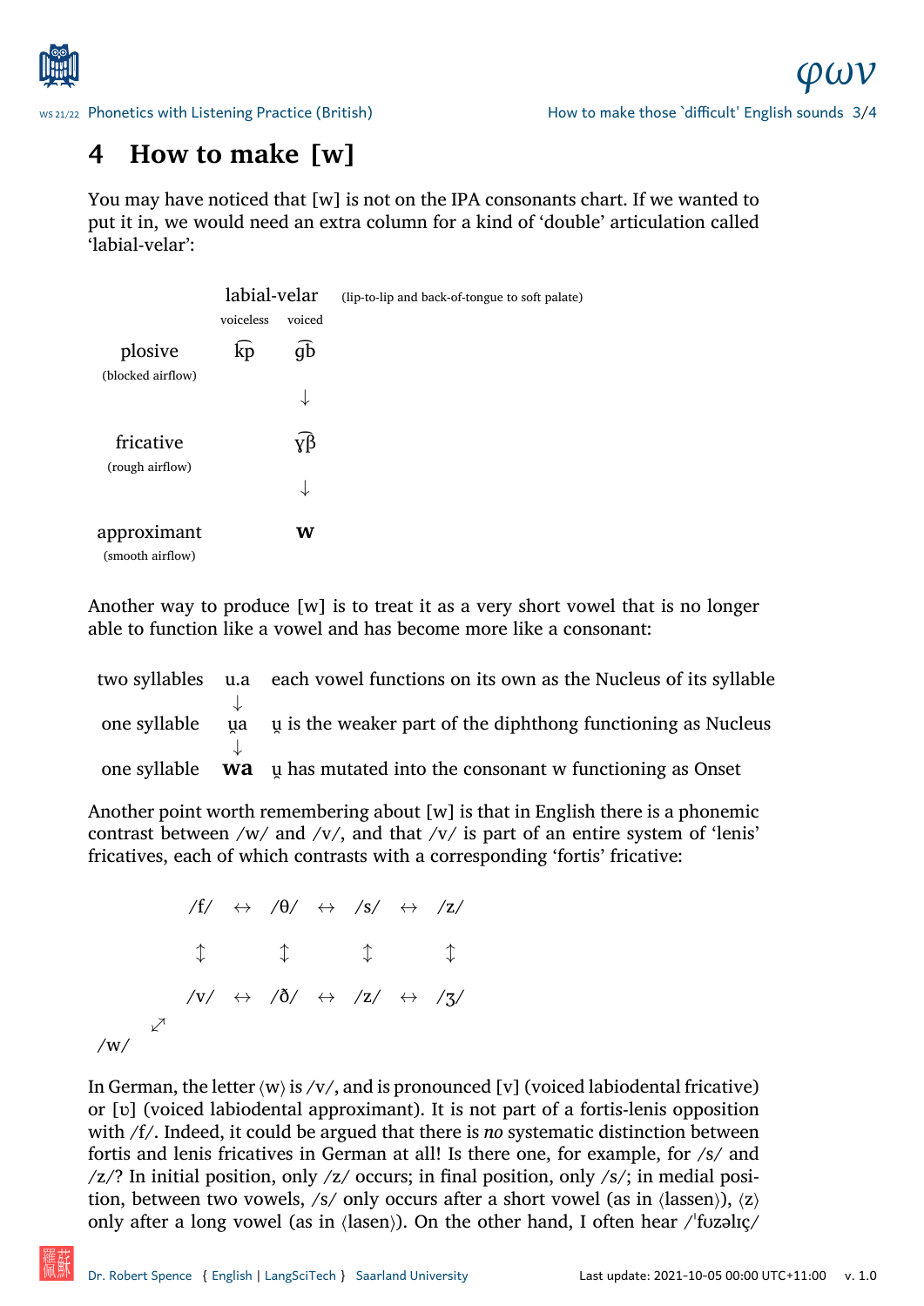## 4 How to make [w]

You may have noticed that [w] is not on the IPA consonants chart. If we wanted to put it in, we would need an extra column for a kind of 'double' articulation called 'labial-velar':

| | labial-velar | | (lip-to-lip and back-of-tongue to soft palate) |
|---|---|---|---|
| | voiceless | voiced | |
| plosive (blocked airflow) | k͡p | ɡ͡b | |
| | | ↓ | |
| fricative (rough airflow) | | ɣ͡β | |
| | | ↓ | |
| approximant (smooth airflow) | | **w** | |

Another way to produce [w] is to treat it as a very short vowel that is no longer able to function like a vowel and has become more like a consonant:

| | | |
|---|---|---|
| two syllables | u.a | each vowel functions on its own as the Nucleus of its syllable |
| | ↓ | |
| one syllable | u̯a | u̯ is the weaker part of the diphthong functioning as Nucleus |
| | ↓ | |
| one syllable | **wa** | u̯ has mutated into the consonant w functioning as Onset |

Another point worth remembering about [w] is that in English there is a phonemic contrast between /w/ and /v/, and that /v/ is part of an entire system of 'lenis' fricatives, each of which contrasts with a corresponding 'fortis' fricative:

```
        /f/  ↔  /θ/  ↔  /s/  ↔  /ʃ/
         ↕       ↕       ↕       ↕
        /v/  ↔  /ð/  ↔  /z/  ↔  /ʒ/
      ⤢
/w/
```

In German, the letter ⟨w⟩ is /v/, and is pronounced [v] (voiced labiodental fricative) or [ʋ] (voiced labiodental approximant). It is not part of a fortis-lenis opposition with /f/. Indeed, it could be argued that there is *no* systematic distinction between fortis and lenis fricatives in German at all! Is there one, for example, for /s/ and /z/? In initial position, only /z/ occurs; in final position, only /s/; in medial position, between two vowels, /s/ only occurs after a short vowel (as in ⟨lassen⟩), ⟨z⟩ only after a long vowel (as in ⟨lasen⟩). On the other hand, I often hear /ˈfʊzəlɪç/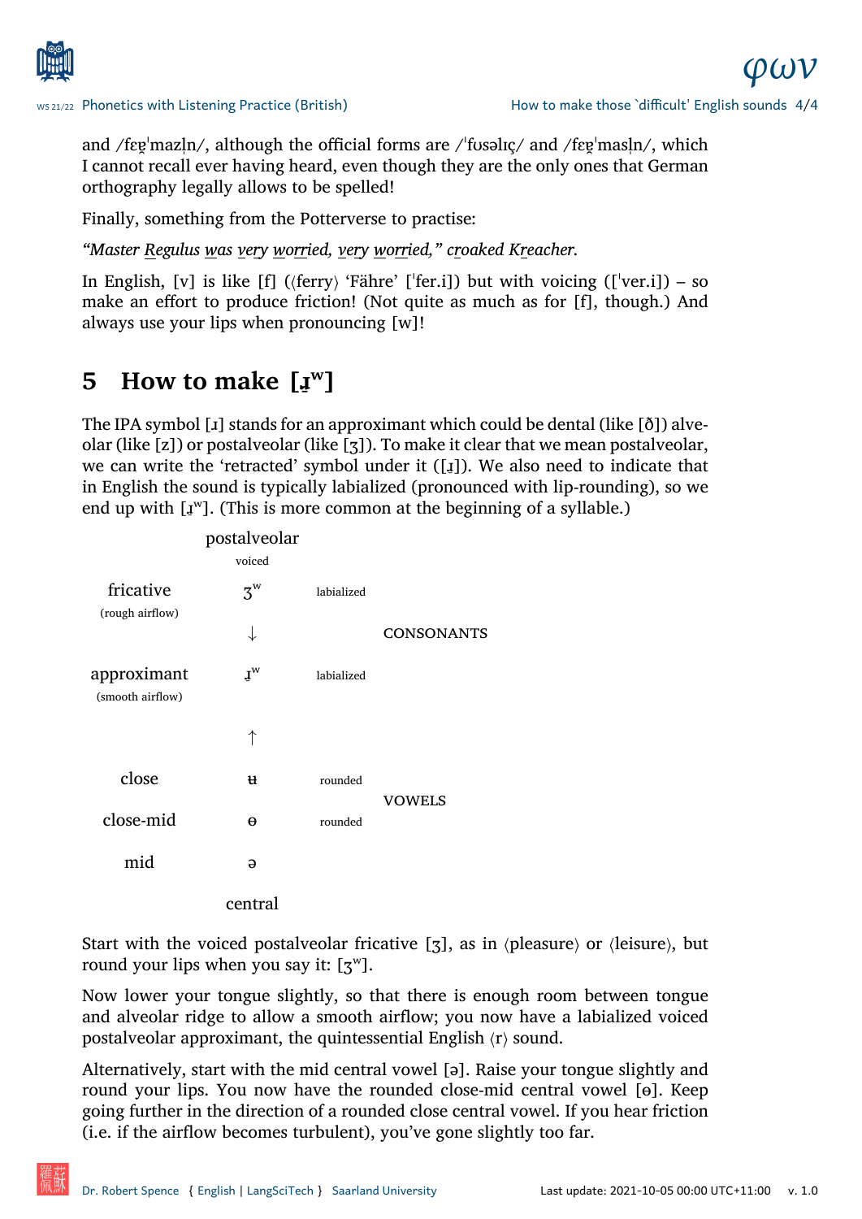and /fɛɐ̯ˈmazl̩n/, although the official forms are /ˈfʊsəlɪç/ and /fɛɐ̯ˈmasl̩n/, which I cannot recall ever having heard, even though they are the only ones that German orthography legally allows to be spelled!

Finally, something from the Potterverse to practise:

*"Master <u>R</u>egulus <u>w</u>as <u>v</u>e<u>r</u>y <u>w</u>o<u>rr</u>ied, <u>v</u>e<u>r</u>y <u>w</u>o<u>rr</u>ied," c<u>r</u>oaked K<u>r</u>eacher.*

In English, [v] is like [f] (⟨ferry⟩ 'Fähre' [ˈfer.i]) but with voicing ([ˈver.i]) – so make an effort to produce friction! (Not quite as much as for [f], though.) And always use your lips when pronouncing [w]!

## 5 How to make [ɹ̠ʷ]

The IPA symbol [ɹ] stands for an approximant which could be dental (like [ð]) alveolar (like [z]) or postalveolar (like [ʒ]). To make it clear that we mean postalveolar, we can write the 'retracted' symbol under it ([ɹ̠]). We also need to indicate that in English the sound is typically labialized (pronounced with lip-rounding), so we end up with [ɹ̠ʷ]. (This is more common at the beginning of a syllable.)

| | postalveolar voiced | | |
|---|---|---|---|
| fricative (rough airflow) | ʒʷ | labialized | |
| | ↓ | | CONSONANTS |
| approximant (smooth airflow) | ɹ̠ʷ | labialized | |
| | ↑ | | |
| close | ʉ | rounded | VOWELS |
| close-mid | ɵ | rounded | |
| mid | ə | | |
| | central | | |

Start with the voiced postalveolar fricative [ʒ], as in ⟨pleasure⟩ or ⟨leisure⟩, but round your lips when you say it: [ʒʷ].

Now lower your tongue slightly, so that there is enough room between tongue and alveolar ridge to allow a smooth airflow; you now have a labialized voiced postalveolar approximant, the quintessential English ⟨r⟩ sound.

Alternatively, start with the mid central vowel [ə]. Raise your tongue slightly and round your lips. You now have the rounded close-mid central vowel [ɵ]. Keep going further in the direction of a rounded close central vowel. If you hear friction (i.e. if the airflow becomes turbulent), you've gone slightly too far.